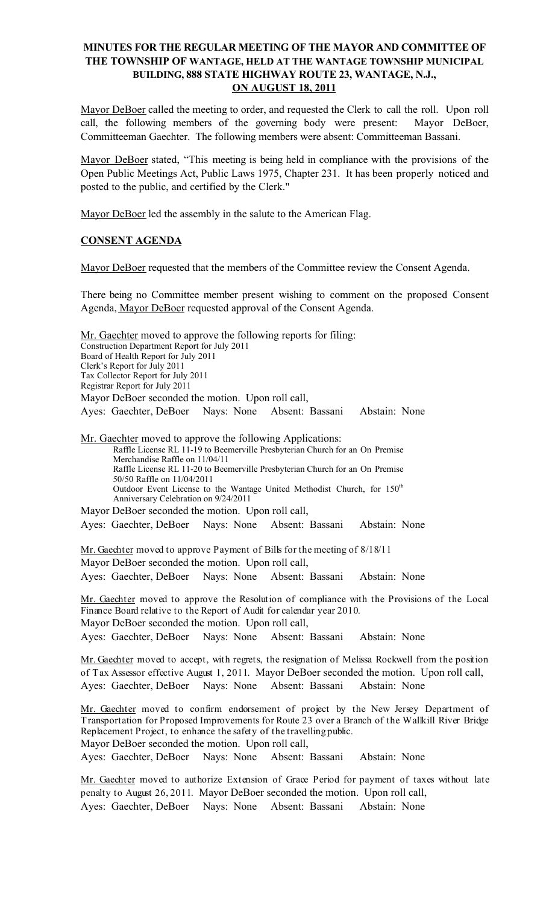**MINUTES FOR THE REGULAR MEETING OF THE MAYOR AND COMMITTEE OF THE TOWNSHIP OF WANTAGE, HELD AT THE WANTAGE TOWNSHIP MUNICIPAL BUILDING, 888 STATE HIGHWAY ROUTE 23, WANTAGE, N.J., ON AUGUST 18, 2011**

Mayor DeBoer called the meeting to order, and requested the Clerk to call the roll. Upon roll call, the following members of the governing body were present: Mayor DeBoer, Committeeman Gaechter. The following members were absent: Committeeman Bassani.

Mayor DeBoer stated, "This meeting is being held in compliance with the provisions of the Open Public Meetings Act, Public Laws 1975, Chapter 231. It has been properly noticed and posted to the public, and certified by the Clerk."

Mayor DeBoer led the assembly in the salute to the American Flag.

**CONSENT AGENDA**

Mayor DeBoer requested that the members of the Committee review the Consent Agenda.

There being no Committee member present wishing to comment on the proposed Consent Agenda, Mayor DeBoer requested approval of the Consent Agenda.

Mr. Gaechter moved to approve the following reports for filing:
Construction Department Report for July 2011
Board of Health Report for July 2011
Clerk's Report for July 2011
Tax Collector Report for July 2011
Registrar Report for July 2011
Mayor DeBoer seconded the motion. Upon roll call,
Ayes: Gaechter, DeBoer Nays: None Absent: Bassani Abstain: None

Mr. Gaechter moved to approve the following Applications:
Raffle License RL 11-19 to Beemerville Presbyterian Church for an On Premise Merchandise Raffle on 11/04/11
Raffle License RL 11-20 to Beemerville Presbyterian Church for an On Premise 50/50 Raffle on 11/04/2011
Outdoor Event License to the Wantage United Methodist Church, for 150th Anniversary Celebration on 9/24/2011
Mayor DeBoer seconded the motion. Upon roll call,
Ayes: Gaechter, DeBoer Nays: None Absent: Bassani Abstain: None

Mr. Gaechter moved to approve Payment of Bills for the meeting of 8/18/11
Mayor DeBoer seconded the motion. Upon roll call,
Ayes: Gaechter, DeBoer Nays: None Absent: Bassani Abstain: None

Mr. Gaechter moved to approve the Resolution of compliance with the Provisions of the Local Finance Board relative to the Report of Audit for calendar year 2010.
Mayor DeBoer seconded the motion. Upon roll call,
Ayes: Gaechter, DeBoer Nays: None Absent: Bassani Abstain: None

Mr. Gaechter moved to accept, with regrets, the resignation of Melissa Rockwell from the position of Tax Assessor effective August 1, 2011. Mayor DeBoer seconded the motion. Upon roll call,
Ayes: Gaechter, DeBoer Nays: None Absent: Bassani Abstain: None

Mr. Gaechter moved to confirm endorsement of project by the New Jersey Department of Transportation for Proposed Improvements for Route 23 over a Branch of the Wallkill River Bridge Replacement Project, to enhance the safety of the travelling public.
Mayor DeBoer seconded the motion. Upon roll call,
Ayes: Gaechter, DeBoer Nays: None Absent: Bassani Abstain: None

Mr. Gaechter moved to authorize Extension of Grace Period for payment of taxes without late penalty to August 26, 2011. Mayor DeBoer seconded the motion. Upon roll call,
Ayes: Gaechter, DeBoer Nays: None Absent: Bassani Abstain: None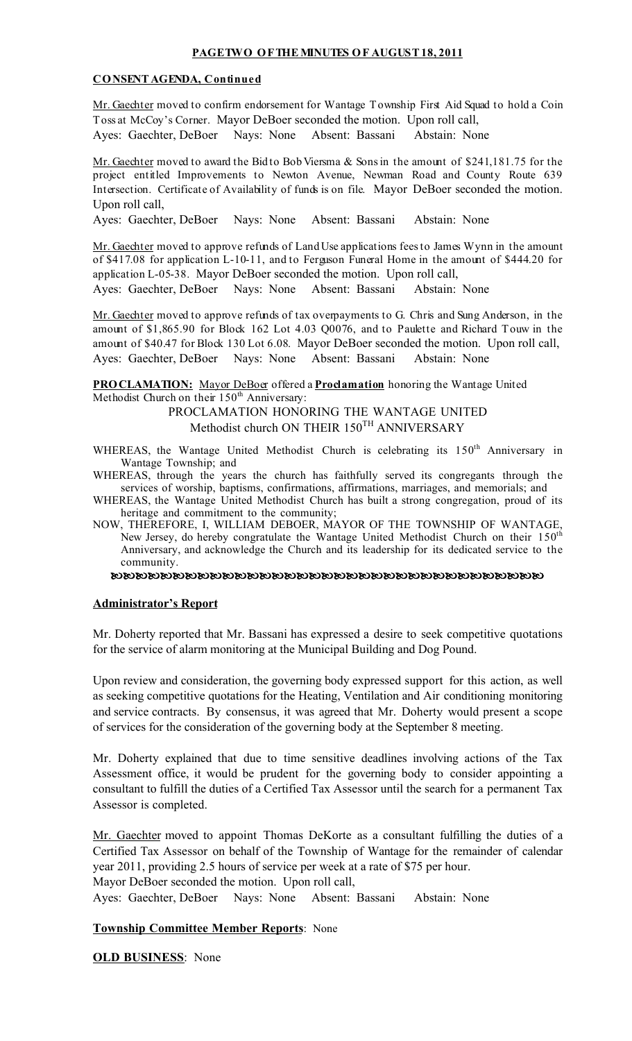**PAGE TWO OF THE MINUTES OF AUGUST 18, 2011**

**CONSENT AGENDA, Continued**

Mr. Gaechter moved to confirm endorsement for Wantage Township First Aid Squad to hold a Coin Toss at McCoy's Corner. Mayor DeBoer seconded the motion. Upon roll call,
Ayes: Gaechter, DeBoer Nays: None Absent: Bassani Abstain: None

Mr. Gaechter moved to award the Bid to Bob Viersma & Sons in the amount of $241,181.75 for the project entitled Improvements to Newton Avenue, Newman Road and County Route 639 Intersection. Certificate of Availability of funds is on file. Mayor DeBoer seconded the motion. Upon roll call,
Ayes: Gaechter, DeBoer Nays: None Absent: Bassani Abstain: None

Mr. Gaechter moved to approve refunds of Land Use applications fees to James Wynn in the amount of $417.08 for application L-10-11, and to Ferguson Funeral Home in the amount of $444.20 for application L-05-38. Mayor DeBoer seconded the motion. Upon roll call,
Ayes: Gaechter, DeBoer Nays: None Absent: Bassani Abstain: None

Mr. Gaechter moved to approve refunds of tax overpayments to G. Chris and Sung Anderson, in the amount of $1,865.90 for Block 162 Lot 4.03 Q0076, and to Paulette and Richard Touw in the amount of $40.47 for Block 130 Lot 6.08. Mayor DeBoer seconded the motion. Upon roll call,
Ayes: Gaechter, DeBoer Nays: None Absent: Bassani Abstain: None

**PROCLAMATION:** Mayor DeBoer offered a **Proclamation** honoring the Wantage United Methodist Church on their 150th Anniversary:

PROCLAMATION HONORING THE WANTAGE UNITED Methodist church ON THEIR 150TH ANNIVERSARY

WHEREAS, the Wantage United Methodist Church is celebrating its 150th Anniversary in Wantage Township; and

WHEREAS, through the years the church has faithfully served its congregants through the services of worship, baptisms, confirmations, affirmations, marriages, and memorials; and

WHEREAS, the Wantage United Methodist Church has built a strong congregation, proud of its heritage and commitment to the community;

NOW, THEREFORE, I, WILLIAM DEBOER, MAYOR OF THE TOWNSHIP OF WANTAGE, New Jersey, do hereby congratulate the Wantage United Methodist Church on their 150th Anniversary, and acknowledge the Church and its leadership for its dedicated service to the community.

**Administrator's Report**

Mr. Doherty reported that Mr. Bassani has expressed a desire to seek competitive quotations for the service of alarm monitoring at the Municipal Building and Dog Pound.

Upon review and consideration, the governing body expressed support for this action, as well as seeking competitive quotations for the Heating, Ventilation and Air conditioning monitoring and service contracts. By consensus, it was agreed that Mr. Doherty would present a scope of services for the consideration of the governing body at the September 8 meeting.

Mr. Doherty explained that due to time sensitive deadlines involving actions of the Tax Assessment office, it would be prudent for the governing body to consider appointing a consultant to fulfill the duties of a Certified Tax Assessor until the search for a permanent Tax Assessor is completed.

Mr. Gaechter moved to appoint Thomas DeKorte as a consultant fulfilling the duties of a Certified Tax Assessor on behalf of the Township of Wantage for the remainder of calendar year 2011, providing 2.5 hours of service per week at a rate of $75 per hour.
Mayor DeBoer seconded the motion. Upon roll call,
Ayes: Gaechter, DeBoer Nays: None Absent: Bassani Abstain: None

**Township Committee Member Reports**: None

**OLD BUSINESS**: None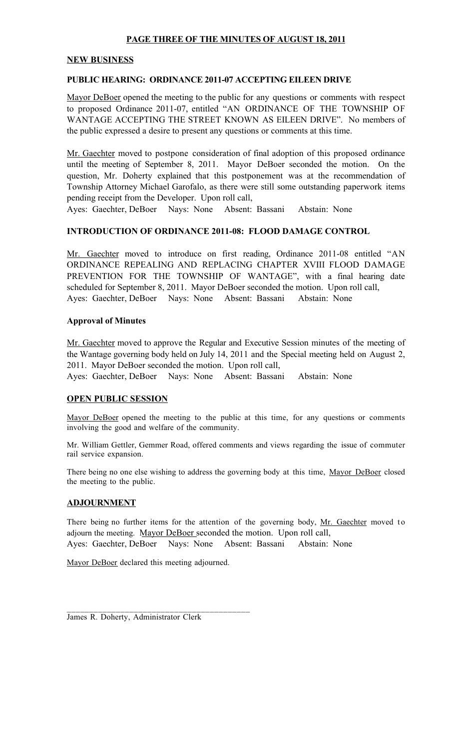**PAGE THREE OF THE MINUTES OF AUGUST 18, 2011**

## NEW BUSINESS

### PUBLIC HEARING: ORDINANCE 2011-07 ACCEPTING EILEEN DRIVE

Mayor DeBoer opened the meeting to the public for any questions or comments with respect to proposed Ordinance 2011-07, entitled "AN ORDINANCE OF THE TOWNSHIP OF WANTAGE ACCEPTING THE STREET KNOWN AS EILEEN DRIVE". No members of the public expressed a desire to present any questions or comments at this time.

Mr. Gaechter moved to postpone consideration of final adoption of this proposed ordinance until the meeting of September 8, 2011. Mayor DeBoer seconded the motion. On the question, Mr. Doherty explained that this postponement was at the recommendation of Township Attorney Michael Garofalo, as there were still some outstanding paperwork items pending receipt from the Developer. Upon roll call,
Ayes: Gaechter, DeBoer Nays: None Absent: Bassani Abstain: None

### INTRODUCTION OF ORDINANCE 2011-08: FLOOD DAMAGE CONTROL

Mr. Gaechter moved to introduce on first reading, Ordinance 2011-08 entitled "AN ORDINANCE REPEALING AND REPLACING CHAPTER XVIII FLOOD DAMAGE PREVENTION FOR THE TOWNSHIP OF WANTAGE", with a final hearing date scheduled for September 8, 2011. Mayor DeBoer seconded the motion. Upon roll call,
Ayes: Gaechter, DeBoer Nays: None Absent: Bassani Abstain: None

### Approval of Minutes

Mr. Gaechter moved to approve the Regular and Executive Session minutes of the meeting of the Wantage governing body held on July 14, 2011 and the Special meeting held on August 2, 2011. Mayor DeBoer seconded the motion. Upon roll call,
Ayes: Gaechter, DeBoer Nays: None Absent: Bassani Abstain: None

## OPEN PUBLIC SESSION

Mayor DeBoer opened the meeting to the public at this time, for any questions or comments involving the good and welfare of the community.

Mr. William Gettler, Gemmer Road, offered comments and views regarding the issue of commuter rail service expansion.

There being no one else wishing to address the governing body at this time, Mayor DeBoer closed the meeting to the public.

## ADJOURNMENT

There being no further items for the attention of the governing body, Mr. Gaechter moved to adjourn the meeting. Mayor DeBoer seconded the motion. Upon roll call,
Ayes: Gaechter, DeBoer Nays: None Absent: Bassani Abstain: None

Mayor DeBoer declared this meeting adjourned.

\_\_\_\_\_\_\_\_\_\_\_\_\_\_\_\_\_\_\_\_\_\_\_\_\_\_\_\_\_\_\_\_\_\_\_\_\_\_\_\_
James R. Doherty, Administrator Clerk